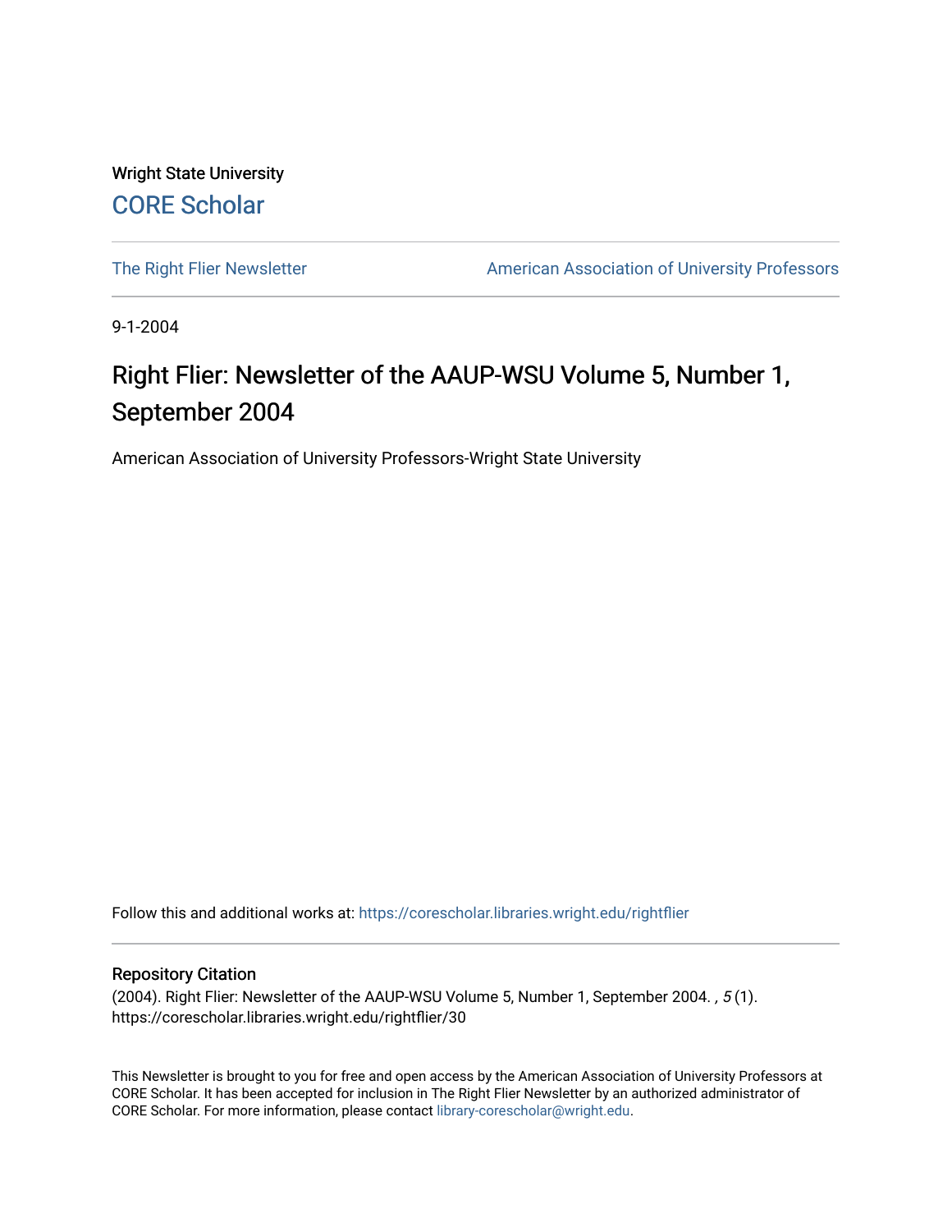Wright State University

CORE Scholar

The Right Flier Newsletter

American Association of University Professors

9-1-2004

# Right Flier: Newsletter of the AAUP-WSU Volume 5, Number 1, September 2004

American Association of University Professors-Wright State University

Follow this and additional works at: https://corescholar.libraries.wright.edu/rightflier

## Repository Citation

(2004). Right Flier: Newsletter of the AAUP-WSU Volume 5, Number 1, September 2004. , *5* (1). https://corescholar.libraries.wright.edu/rightflier/30

This Newsletter is brought to you for free and open access by the American Association of University Professors at CORE Scholar. It has been accepted for inclusion in The Right Flier Newsletter by an authorized administrator of CORE Scholar. For more information, please contact library-corescholar@wright.edu.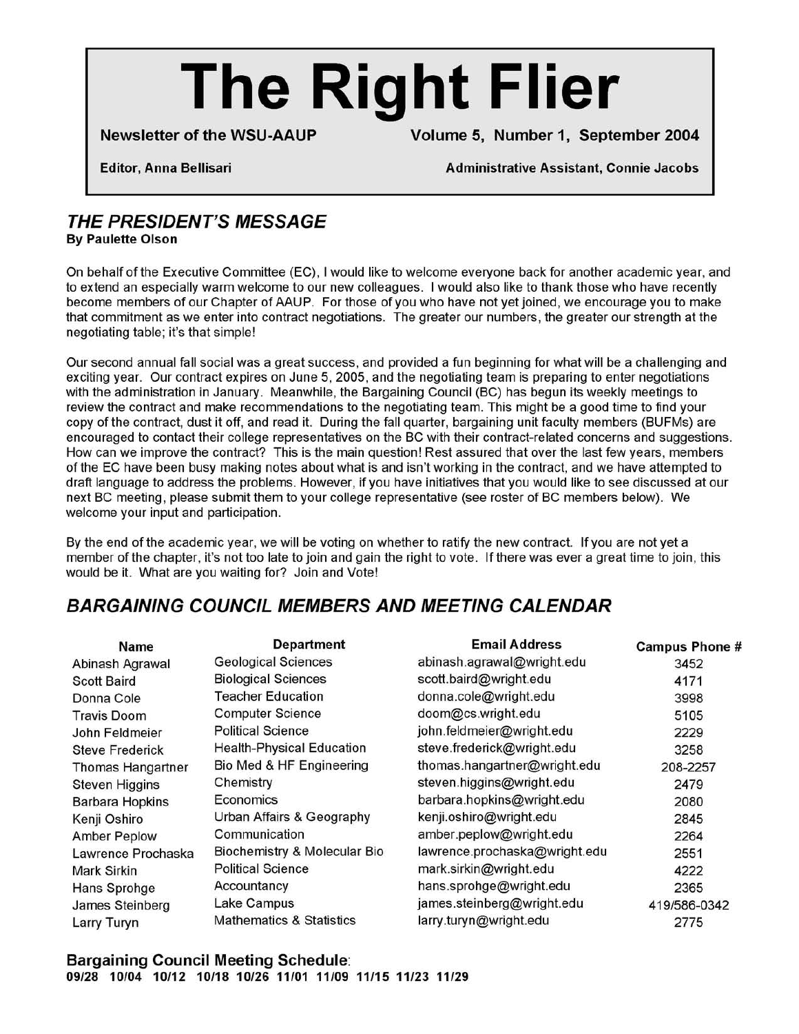# The Right Flier

**Newsletter of the WSU-AAUP** **Volume 5, Number 1, September 2004**

**Editor, Anna Bellisari** **Administrative Assistant, Connie Jacobs**

## *THE PRESIDENT'S MESSAGE*

**By Paulette Olson**

On behalf of the Executive Committee (EC), I would like to welcome everyone back for another academic year, and to extend an especially warm welcome to our new colleagues. I would also like to thank those who have recently become members of our Chapter of AAUP. For those of you who have not yet joined, we encourage you to make that commitment as we enter into contract negotiations. The greater our numbers, the greater our strength at the negotiating table; it's that simple!

Our second annual fall social was a great success, and provided a fun beginning for what will be a challenging and exciting year. Our contract expires on June 5, 2005, and the negotiating team is preparing to enter negotiations with the administration in January. Meanwhile, the Bargaining Council (BC) has begun its weekly meetings to review the contract and make recommendations to the negotiating team. This might be a good time to find your copy of the contract, dust it off, and read it. During the fall quarter, bargaining unit faculty members (BUFMs) are encouraged to contact their college representatives on the BC with their contract-related concerns and suggestions. How can we improve the contract? This is the main question! Rest assured that over the last few years, members of the EC have been busy making notes about what is and isn't working in the contract, and we have attempted to draft language to address the problems. However, if you have initiatives that you would like to see discussed at our next BC meeting, please submit them to your college representative (see roster of BC members below). We welcome your input and participation.

By the end of the academic year, we will be voting on whether to ratify the new contract. If you are not yet a member of the chapter, it's not too late to join and gain the right to vote. If there was ever a great time to join, this would be it. What are you waiting for? Join and Vote!

## *BARGAINING COUNCIL MEMBERS AND MEETING CALENDAR*

| Name | Department | Email Address | Campus Phone # |
|---|---|---|---|
| Abinash Agrawal | Geological Sciences | abinash.agrawal@wright.edu | 3452 |
| Scott Baird | Biological Sciences | scott.baird@wright.edu | 4171 |
| Donna Cole | Teacher Education | donna.cole@wright.edu | 3998 |
| Travis Doom | Computer Science | doom@cs.wright.edu | 5105 |
| John Feldmeier | Political Science | john.feldmeier@wright.edu | 2229 |
| Steve Frederick | Health-Physical Education | steve.frederick@wright.edu | 3258 |
| Thomas Hangartner | Bio Med & HF Engineering | thomas.hangartner@wright.edu | 208-2257 |
| Steven Higgins | Chemistry | steven.higgins@wright.edu | 2479 |
| Barbara Hopkins | Economics | barbara.hopkins@wright.edu | 2080 |
| Kenji Oshiro | Urban Affairs & Geography | kenji.oshiro@wright.edu | 2845 |
| Amber Peplow | Communication | amber.peplow@wright.edu | 2264 |
| Lawrence Prochaska | Biochemistry & Molecular Bio | lawrence.prochaska@wright.edu | 2551 |
| Mark Sirkin | Political Science | mark.sirkin@wright.edu | 4222 |
| Hans Sprohge | Accountancy | hans.sprohge@wright.edu | 2365 |
| James Steinberg | Lake Campus | james.steinberg@wright.edu | 419/586-0342 |
| Larry Turyn | Mathematics & Statistics | larry.turyn@wright.edu | 2775 |

**Bargaining Council Meeting Schedule**:

**09/28 10/04 10/12 10/18 10/26 11/01 11/09 11/15 11/23 11/29**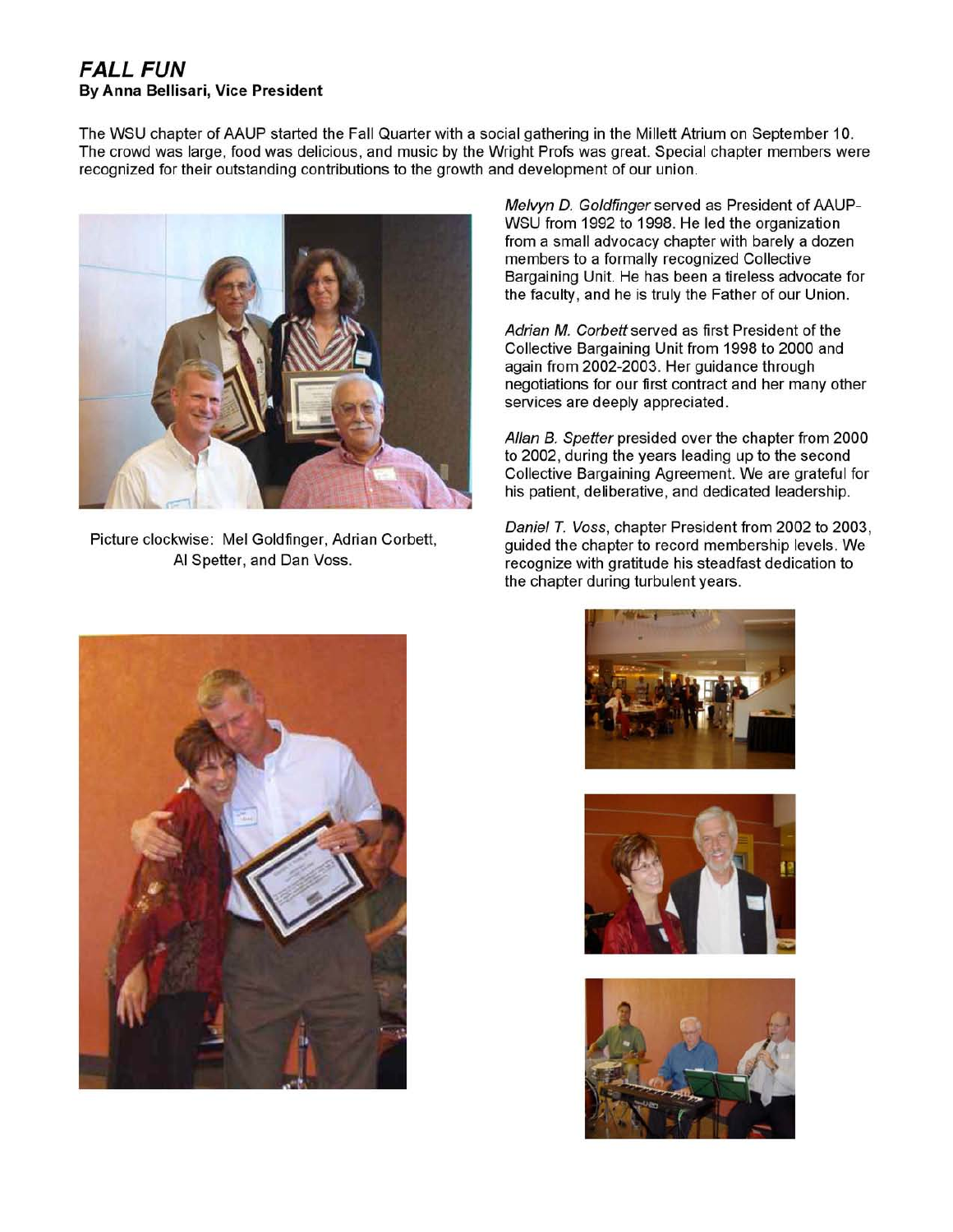## *FALL FUN*

**By Anna Bellisari, Vice President**

The WSU chapter of AAUP started the Fall Quarter with a social gathering in the Millett Atrium on September 10. The crowd was large, food was delicious, and music by the Wright Profs was great. Special chapter members were recognized for their outstanding contributions to the growth and development of our union.

Picture clockwise: Mel Goldfinger, Adrian Corbett, Al Spetter, and Dan Voss.

*Melvyn D. Goldfinger* served as President of AAUP-WSU from 1992 to 1998. He led the organization from a small advocacy chapter with barely a dozen members to a formally recognized Collective Bargaining Unit. He has been a tireless advocate for the faculty, and he is truly the Father of our Union.

*Adrian M. Corbett* served as first President of the Collective Bargaining Unit from 1998 to 2000 and again from 2002-2003. Her guidance through negotiations for our first contract and her many other services are deeply appreciated.

*Allan B. Spetter* presided over the chapter from 2000 to 2002, during the years leading up to the second Collective Bargaining Agreement. We are grateful for his patient, deliberative, and dedicated leadership.

*Daniel T. Voss*, chapter President from 2002 to 2003, guided the chapter to record membership levels. We recognize with gratitude his steadfast dedication to the chapter during turbulent years.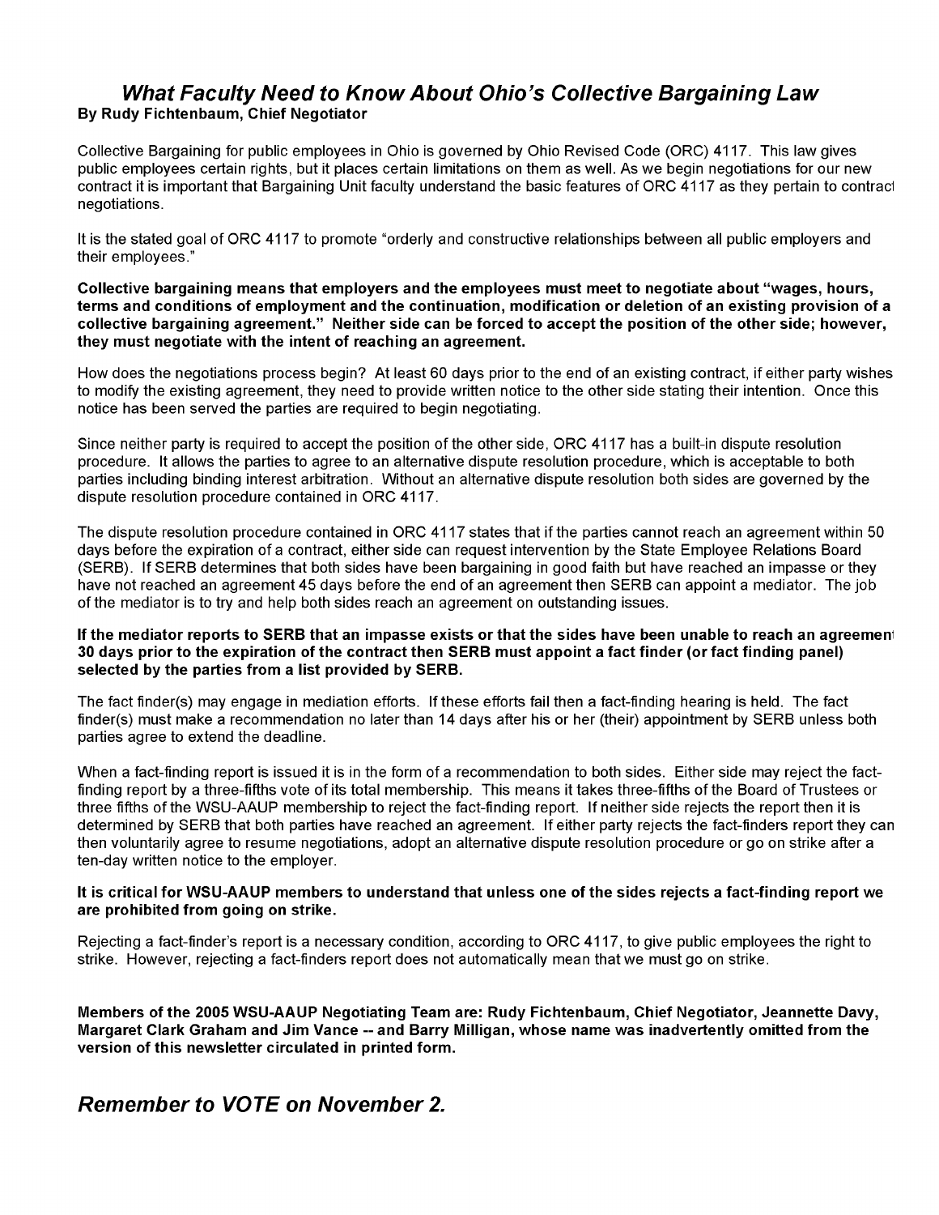## *What Faculty Need to Know About Ohio's Collective Bargaining Law*

**By Rudy Fichtenbaum, Chief Negotiator**

Collective Bargaining for public employees in Ohio is governed by Ohio Revised Code (ORC) 4117. This law gives public employees certain rights, but it places certain limitations on them as well. As we begin negotiations for our new contract it is important that Bargaining Unit faculty understand the basic features of ORC 4117 as they pertain to contract negotiations.

It is the stated goal of ORC 4117 to promote "orderly and constructive relationships between all public employers and their employees."

**Collective bargaining means that employers and the employees must meet to negotiate about "wages, hours, terms and conditions of employment and the continuation, modification or deletion of an existing provision of a collective bargaining agreement." Neither side can be forced to accept the position of the other side; however, they must negotiate with the intent of reaching an agreement.**

How does the negotiations process begin? At least 60 days prior to the end of an existing contract, if either party wishes to modify the existing agreement, they need to provide written notice to the other side stating their intention. Once this notice has been served the parties are required to begin negotiating.

Since neither party is required to accept the position of the other side, ORC 4117 has a built-in dispute resolution procedure. It allows the parties to agree to an alternative dispute resolution procedure, which is acceptable to both parties including binding interest arbitration. Without an alternative dispute resolution both sides are governed by the dispute resolution procedure contained in ORC 4117.

The dispute resolution procedure contained in ORC 4117 states that if the parties cannot reach an agreement within 50 days before the expiration of a contract, either side can request intervention by the State Employee Relations Board (SERB). If SERB determines that both sides have been bargaining in good faith but have reached an impasse or they have not reached an agreement 45 days before the end of an agreement then SERB can appoint a mediator. The job of the mediator is to try and help both sides reach an agreement on outstanding issues.

**If the mediator reports to SERB that an impasse exists or that the sides have been unable to reach an agreement 30 days prior to the expiration of the contract then SERB must appoint a fact finder (or fact finding panel) selected by the parties from a list provided by SERB.**

The fact finder(s) may engage in mediation efforts. If these efforts fail then a fact-finding hearing is held. The fact finder(s) must make a recommendation no later than 14 days after his or her (their) appointment by SERB unless both parties agree to extend the deadline.

When a fact-finding report is issued it is in the form of a recommendation to both sides. Either side may reject the fact-finding report by a three-fifths vote of its total membership. This means it takes three-fifths of the Board of Trustees or three fifths of the WSU-AAUP membership to reject the fact-finding report. If neither side rejects the report then it is determined by SERB that both parties have reached an agreement. If either party rejects the fact-finders report they can then voluntarily agree to resume negotiations, adopt an alternative dispute resolution procedure or go on strike after a ten-day written notice to the employer.

**It is critical for WSU-AAUP members to understand that unless one of the sides rejects a fact-finding report we are prohibited from going on strike.**

Rejecting a fact-finder's report is a necessary condition, according to ORC 4117, to give public employees the right to strike. However, rejecting a fact-finders report does not automatically mean that we must go on strike.

**Members of the 2005 WSU-AAUP Negotiating Team are: Rudy Fichtenbaum, Chief Negotiator, Jeannette Davy, Margaret Clark Graham and Jim Vance -- and Barry Milligan, whose name was inadvertently omitted from the version of this newsletter circulated in printed form.**

## *Remember to VOTE on November 2.*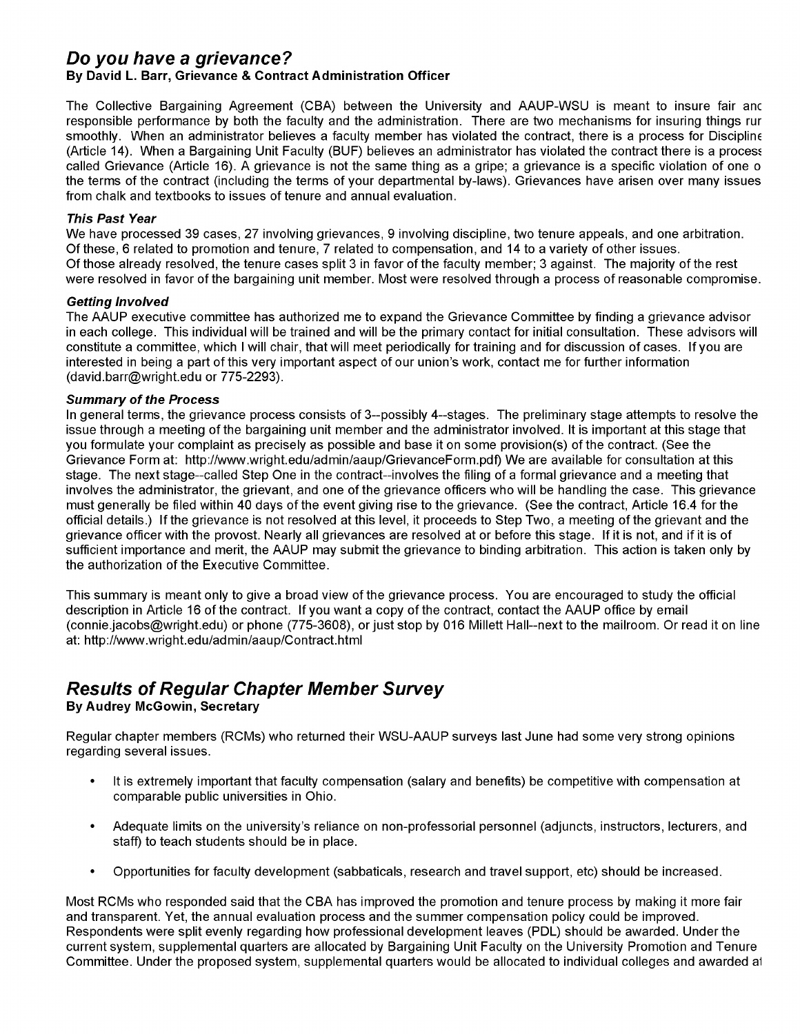## *Do you have a grievance?*

**By David L. Barr, Grievance & Contract Administration Officer**

The Collective Bargaining Agreement (CBA) between the University and AAUP-WSU is meant to insure fair and responsible performance by both the faculty and the administration. There are two mechanisms for insuring things run smoothly. When an administrator believes a faculty member has violated the contract, there is a process for Discipline (Article 14). When a Bargaining Unit Faculty (BUF) believes an administrator has violated the contract there is a process called Grievance (Article 16). A grievance is not the same thing as a gripe; a grievance is a specific violation of one of the terms of the contract (including the terms of your departmental by-laws). Grievances have arisen over many issues from chalk and textbooks to issues of tenure and annual evaluation.

### *This Past Year*

We have processed 39 cases, 27 involving grievances, 9 involving discipline, two tenure appeals, and one arbitration. Of these, 6 related to promotion and tenure, 7 related to compensation, and 14 to a variety of other issues. Of those already resolved, the tenure cases split 3 in favor of the faculty member; 3 against. The majority of the rest were resolved in favor of the bargaining unit member. Most were resolved through a process of reasonable compromise.

### *Getting Involved*

The AAUP executive committee has authorized me to expand the Grievance Committee by finding a grievance advisor in each college. This individual will be trained and will be the primary contact for initial consultation. These advisors will constitute a committee, which I will chair, that will meet periodically for training and for discussion of cases. If you are interested in being a part of this very important aspect of our union's work, contact me for further information (david.barr@wright.edu or 775-2293).

### *Summary of the Process*

In general terms, the grievance process consists of 3--possibly 4--stages. The preliminary stage attempts to resolve the issue through a meeting of the bargaining unit member and the administrator involved. It is important at this stage that you formulate your complaint as precisely as possible and base it on some provision(s) of the contract. (See the Grievance Form at: http://www.wright.edu/admin/aaup/GrievanceForm.pdf) We are available for consultation at this stage. The next stage--called Step One in the contract--involves the filing of a formal grievance and a meeting that involves the administrator, the grievant, and one of the grievance officers who will be handling the case. This grievance must generally be filed within 40 days of the event giving rise to the grievance. (See the contract, Article 16.4 for the official details.) If the grievance is not resolved at this level, it proceeds to Step Two, a meeting of the grievant and the grievance officer with the provost. Nearly all grievances are resolved at or before this stage. If it is not, and if it is of sufficient importance and merit, the AAUP may submit the grievance to binding arbitration. This action is taken only by the authorization of the Executive Committee.

This summary is meant only to give a broad view of the grievance process. You are encouraged to study the official description in Article 16 of the contract. If you want a copy of the contract, contact the AAUP office by email (connie.jacobs@wright.edu) or phone (775-3608), or just stop by 016 Millett Hall--next to the mailroom. Or read it on line at: http://www.wright.edu/admin/aaup/Contract.html

## *Results of Regular Chapter Member Survey*

**By Audrey McGowin, Secretary**

Regular chapter members (RCMs) who returned their WSU-AAUP surveys last June had some very strong opinions regarding several issues.

- It is extremely important that faculty compensation (salary and benefits) be competitive with compensation at comparable public universities in Ohio.
- Adequate limits on the university's reliance on non-professorial personnel (adjuncts, instructors, lecturers, and staff) to teach students should be in place.
- Opportunities for faculty development (sabbaticals, research and travel support, etc) should be increased.

Most RCMs who responded said that the CBA has improved the promotion and tenure process by making it more fair and transparent. Yet, the annual evaluation process and the summer compensation policy could be improved. Respondents were split evenly regarding how professional development leaves (PDL) should be awarded. Under the current system, supplemental quarters are allocated by Bargaining Unit Faculty on the University Promotion and Tenure Committee. Under the proposed system, supplemental quarters would be allocated to individual colleges and awarded at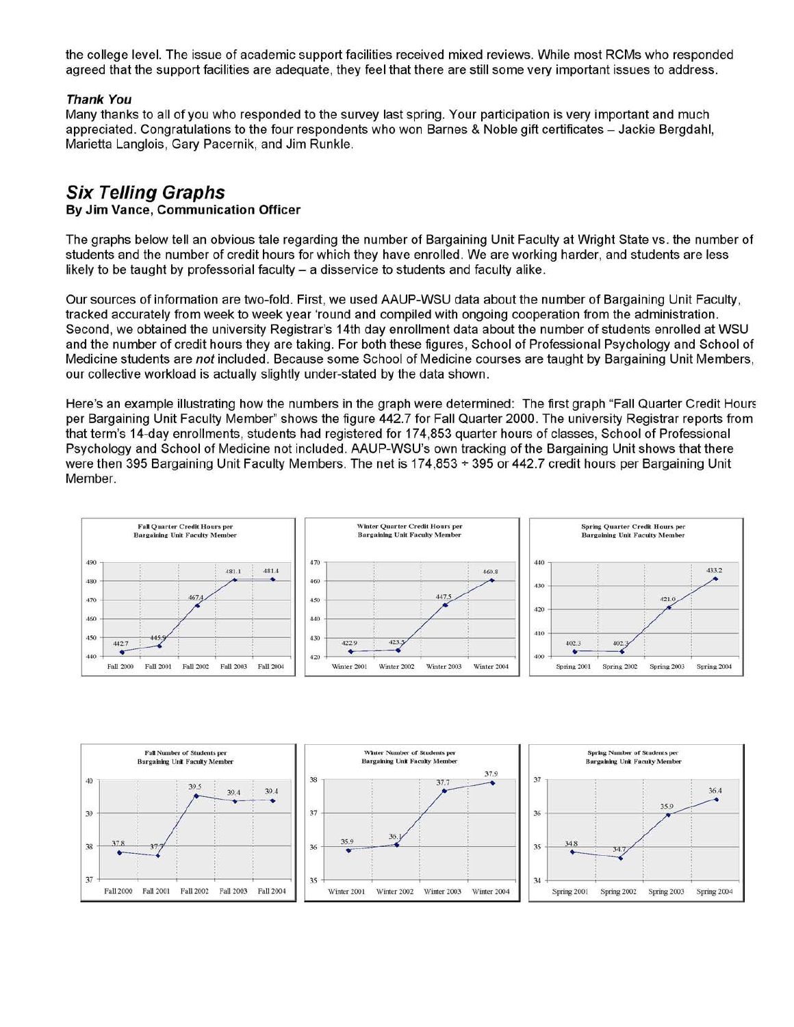the college level. The issue of academic support facilities received mixed reviews. While most RCMs who responded agreed that the support facilities are adequate, they feel that there are still some very important issues to address.

***Thank You***

Many thanks to all of you who responded to the survey last spring. Your participation is very important and much appreciated. Congratulations to the four respondents who won Barnes & Noble gift certificates – Jackie Bergdahl, Marietta Langlois, Gary Pacernik, and Jim Runkle.

## *Six Telling Graphs*

**By Jim Vance, Communication Officer**

The graphs below tell an obvious tale regarding the number of Bargaining Unit Faculty at Wright State vs. the number of students and the number of credit hours for which they have enrolled. We are working harder, and students are less likely to be taught by professorial faculty – a disservice to students and faculty alike.

Our sources of information are two-fold. First, we used AAUP-WSU data about the number of Bargaining Unit Faculty, tracked accurately from week to week year 'round and compiled with ongoing cooperation from the administration. Second, we obtained the university Registrar's 14th day enrollment data about the number of students enrolled at WSU and the number of credit hours they are taking. For both these figures, School of Professional Psychology and School of Medicine students are *not* included. Because some School of Medicine courses are taught by Bargaining Unit Members, our collective workload is actually slightly under-stated by the data shown.

Here's an example illustrating how the numbers in the graph were determined: The first graph "Fall Quarter Credit Hours per Bargaining Unit Faculty Member" shows the figure 442.7 for Fall Quarter 2000. The university Registrar reports from that term's 14-day enrollments, students had registered for 174,853 quarter hours of classes, School of Professional Psychology and School of Medicine not included. AAUP-WSU's own tracking of the Bargaining Unit shows that there were then 395 Bargaining Unit Faculty Members. The net is 174,853 ÷ 395 or 442.7 credit hours per Bargaining Unit Member.

**Fall Quarter Credit Hours per Bargaining Unit Faculty Member**

| Fall 2000 | Fall 2001 | Fall 2002 | Fall 2003 | Fall 2004 |
|---|---|---|---|---|
| 442.7 | 445.9 | 467.4 | 481.1 | 481.4 |

**Winter Quarter Credit Hours per Bargaining Unit Faculty Member**

| Winter 2001 | Winter 2002 | Winter 2003 | Winter 2004 |
|---|---|---|---|
| 422.9 | 423.5 | 447.5 | 460.8 |

**Spring Quarter Credit Hours per Bargaining Unit Faculty Member**

| Spring 2001 | Spring 2002 | Spring 2003 | Spring 2004 |
|---|---|---|---|
| 402.3 | 402.3 | 421.0 | 433.2 |

**Fall Number of Students per Bargaining Unit Faculty Member**

| Fall 2000 | Fall 2001 | Fall 2002 | Fall 2003 | Fall 2004 |
|---|---|---|---|---|
| 37.8 | 37.7 | 39.5 | 39.4 | 39.4 |

**Winter Number of Students per Bargaining Unit Faculty Member**

| Winter 2001 | Winter 2002 | Winter 2003 | Winter 2004 |
|---|---|---|---|
| 35.9 | 36.1 | 37.7 | 37.9 |

**Spring Number of Students per Bargaining Unit Faculty Member**

| Spring 2001 | Spring 2002 | Spring 2003 | Spring 2004 |
|---|---|---|---|
| 34.8 | 34.7 | 35.9 | 36.4 |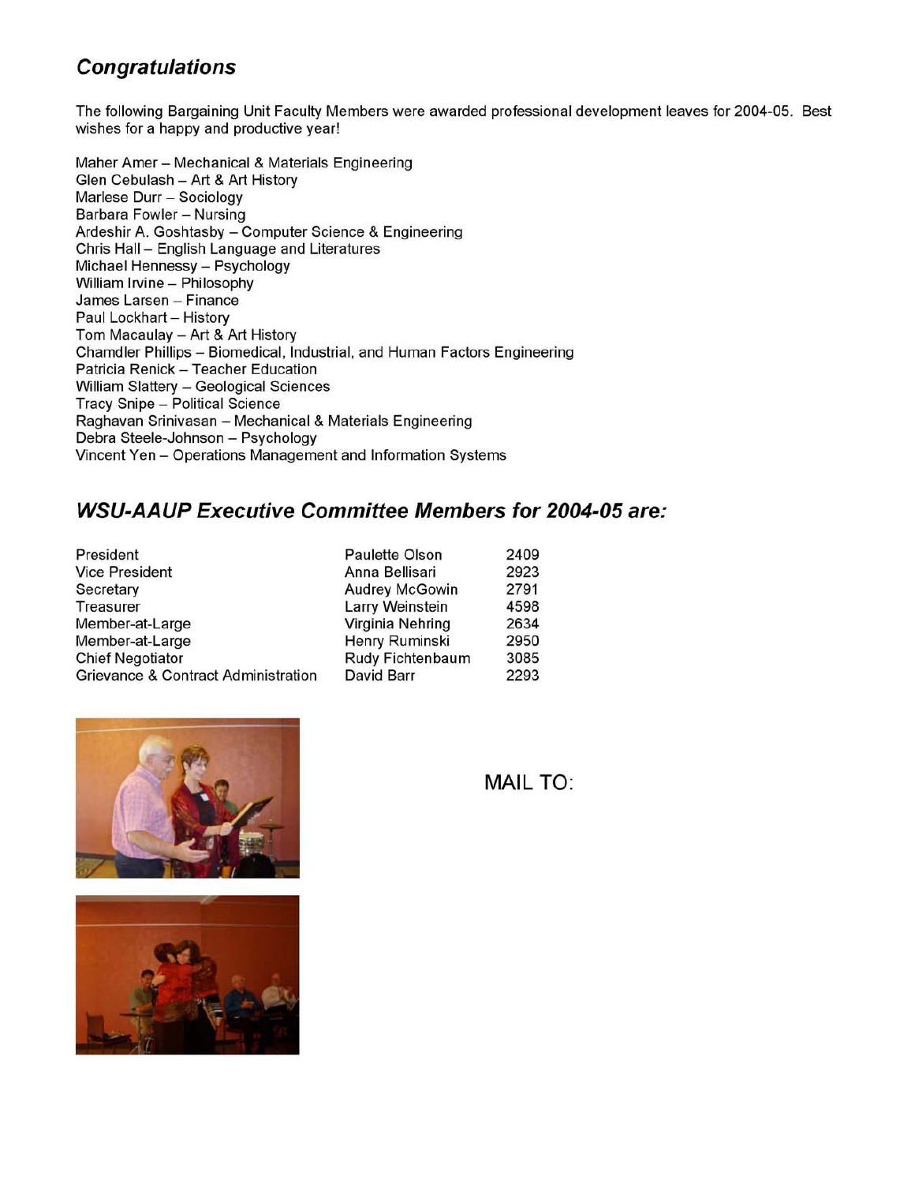## *Congratulations*

The following Bargaining Unit Faculty Members were awarded professional development leaves for 2004-05. Best wishes for a happy and productive year!

Maher Amer – Mechanical & Materials Engineering
Glen Cebulash – Art & Art History
Marlese Durr – Sociology
Barbara Fowler – Nursing
Ardeshir A. Goshtasby – Computer Science & Engineering
Chris Hall – English Language and Literatures
Michael Hennessy – Psychology
William Irvine – Philosophy
James Larsen – Finance
Paul Lockhart – History
Tom Macaulay – Art & Art History
Chamdler Phillips – Biomedical, Industrial, and Human Factors Engineering
Patricia Renick – Teacher Education
William Slattery – Geological Sciences
Tracy Snipe – Political Science
Raghavan Srinivasan – Mechanical & Materials Engineering
Debra Steele-Johnson – Psychology
Vincent Yen – Operations Management and Information Systems

## *WSU-AAUP Executive Committee Members for 2004-05 are:*

| | | |
|---|---|---|
| President | Paulette Olson | 2409 |
| Vice President | Anna Bellisari | 2923 |
| Secretary | Audrey McGowin | 2791 |
| Treasurer | Larry Weinstein | 4598 |
| Member-at-Large | Virginia Nehring | 2634 |
| Member-at-Large | Henry Ruminski | 2950 |
| Chief Negotiator | Rudy Fichtenbaum | 3085 |
| Grievance & Contract Administration | David Barr | 2293 |

MAIL TO: